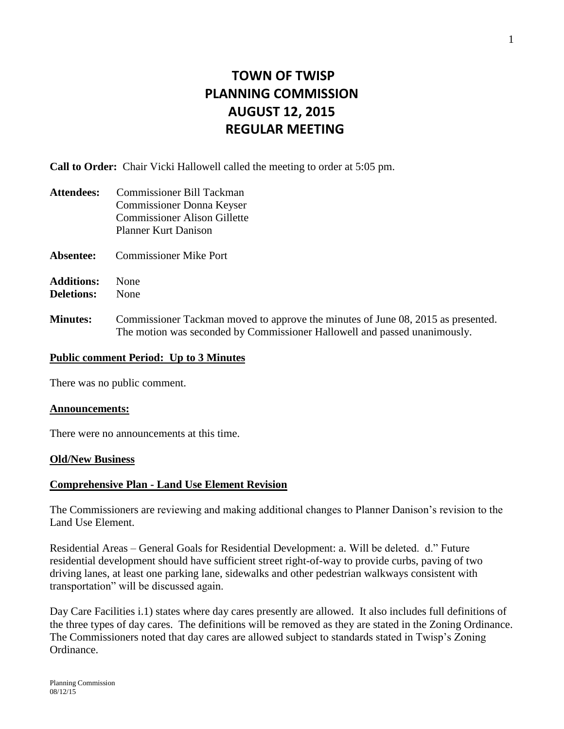# TOWN OF TWISP
# PLANNING COMMISSION
# AUGUST 12, 2015
# REGULAR MEETING

**Call to Order:** Chair Vicki Hallowell called the meeting to order at 5:05 pm.

**Attendees:** Commissioner Bill Tackman
Commissioner Donna Keyser
Commissioner Alison Gillette
Planner Kurt Danison

**Absentee:** Commissioner Mike Port

**Additions:** None
**Deletions:** None

**Minutes:** Commissioner Tackman moved to approve the minutes of June 08, 2015 as presented. The motion was seconded by Commissioner Hallowell and passed unanimously.

**Public comment Period: Up to 3 Minutes**

There was no public comment.

**Announcements:**

There were no announcements at this time.

**Old/New Business**

**Comprehensive Plan - Land Use Element Revision**

The Commissioners are reviewing and making additional changes to Planner Danison's revision to the Land Use Element.

Residential Areas – General Goals for Residential Development: a. Will be deleted. d." Future residential development should have sufficient street right-of-way to provide curbs, paving of two driving lanes, at least one parking lane, sidewalks and other pedestrian walkways consistent with transportation" will be discussed again.

Day Care Facilities i.1) states where day cares presently are allowed. It also includes full definitions of the three types of day cares. The definitions will be removed as they are stated in the Zoning Ordinance. The Commissioners noted that day cares are allowed subject to standards stated in Twisp's Zoning Ordinance.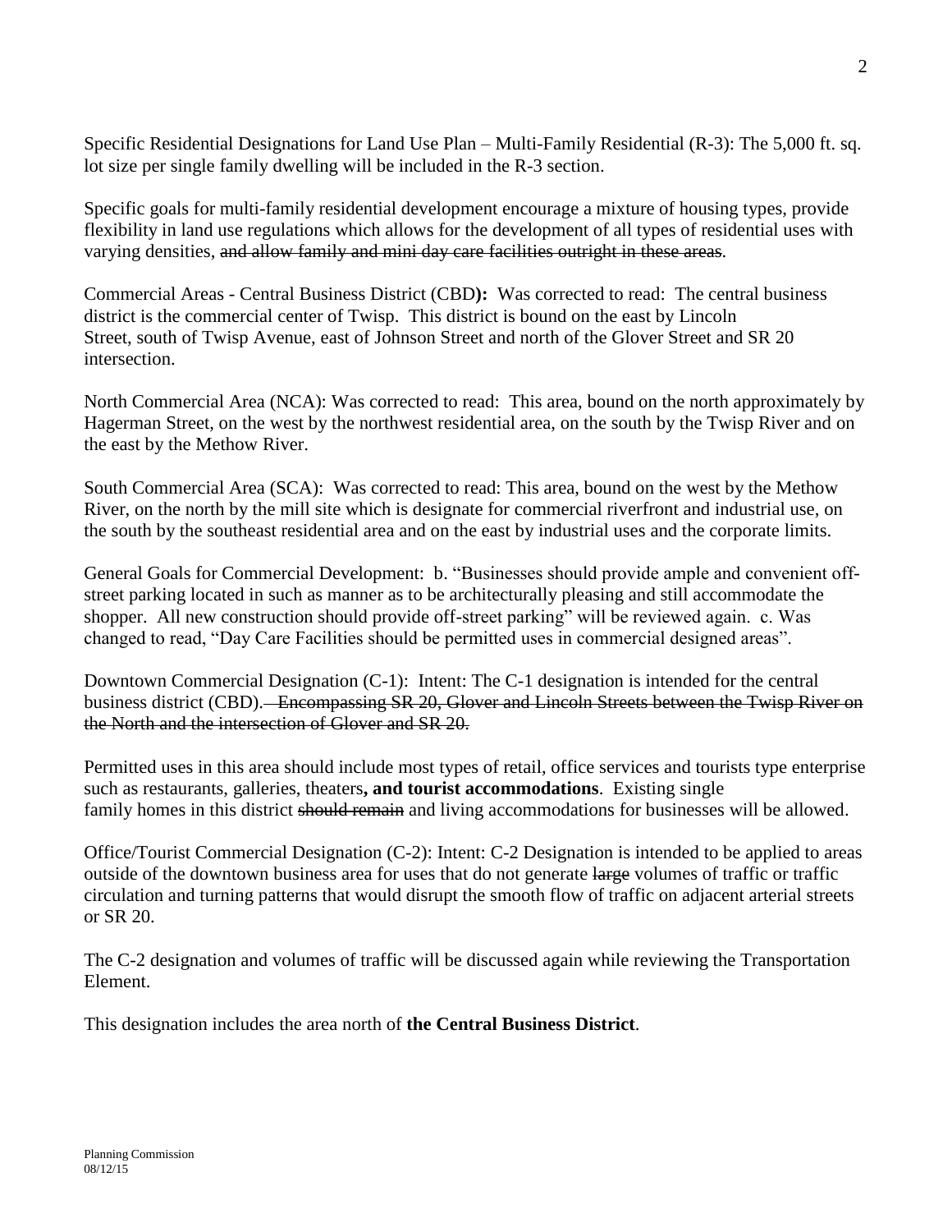Specific Residential Designations for Land Use Plan – Multi-Family Residential (R-3): The 5,000 ft. sq. lot size per single family dwelling will be included in the R-3 section.

Specific goals for multi-family residential development encourage a mixture of housing types, provide flexibility in land use regulations which allows for the development of all types of residential uses with varying densities, ~~and allow family and mini day care facilities outright in these areas~~.

Commercial Areas - Central Business District (CBD**):** Was corrected to read: The central business district is the commercial center of Twisp. This district is bound on the east by Lincoln Street, south of Twisp Avenue, east of Johnson Street and north of the Glover Street and SR 20 intersection.

North Commercial Area (NCA): Was corrected to read: This area, bound on the north approximately by Hagerman Street, on the west by the northwest residential area, on the south by the Twisp River and on the east by the Methow River.

South Commercial Area (SCA): Was corrected to read: This area, bound on the west by the Methow River, on the north by the mill site which is designate for commercial riverfront and industrial use, on the south by the southeast residential area and on the east by industrial uses and the corporate limits.

General Goals for Commercial Development: b. "Businesses should provide ample and convenient off-street parking located in such as manner as to be architecturally pleasing and still accommodate the shopper. All new construction should provide off-street parking" will be reviewed again. c. Was changed to read, "Day Care Facilities should be permitted uses in commercial designed areas".

Downtown Commercial Designation (C-1): Intent: The C-1 designation is intended for the central business district (CBD). ~~Encompassing SR 20, Glover and Lincoln Streets between the Twisp River on the North and the intersection of Glover and SR 20.~~

Permitted uses in this area should include most types of retail, office services and tourists type enterprise such as restaurants, galleries, theaters**, and tourist accommodations**. Existing single family homes in this district ~~should remain~~ and living accommodations for businesses will be allowed.

Office/Tourist Commercial Designation (C-2): Intent: C-2 Designation is intended to be applied to areas outside of the downtown business area for uses that do not generate ~~large~~ volumes of traffic or traffic circulation and turning patterns that would disrupt the smooth flow of traffic on adjacent arterial streets or SR 20.

The C-2 designation and volumes of traffic will be discussed again while reviewing the Transportation Element.

This designation includes the area north of **the Central Business District**.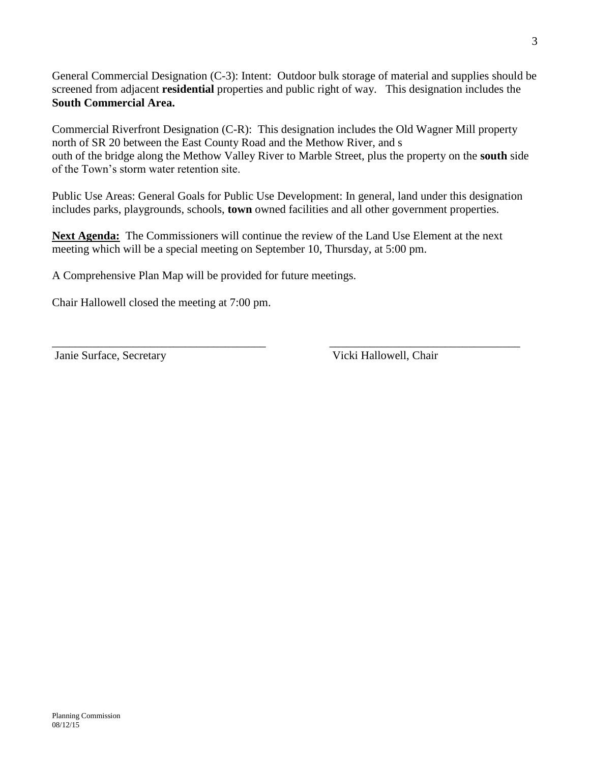General Commercial Designation (C-3): Intent: Outdoor bulk storage of material and supplies should be screened from adjacent **residential** properties and public right of way. This designation includes the **South Commercial Area.**

Commercial Riverfront Designation (C-R): This designation includes the Old Wagner Mill property north of SR 20 between the East County Road and the Methow River, and s
outh of the bridge along the Methow Valley River to Marble Street, plus the property on the **south** side of the Town's storm water retention site.

Public Use Areas: General Goals for Public Use Development: In general, land under this designation includes parks, playgrounds, schools, **town** owned facilities and all other government properties.

**Next Agenda:** The Commissioners will continue the review of the Land Use Element at the next meeting which will be a special meeting on September 10, Thursday, at 5:00 pm.

A Comprehensive Plan Map will be provided for future meetings.

Chair Hallowell closed the meeting at 7:00 pm.

_____________________________________ _________________________________

Janie Surface, Secretary Vicki Hallowell, Chair